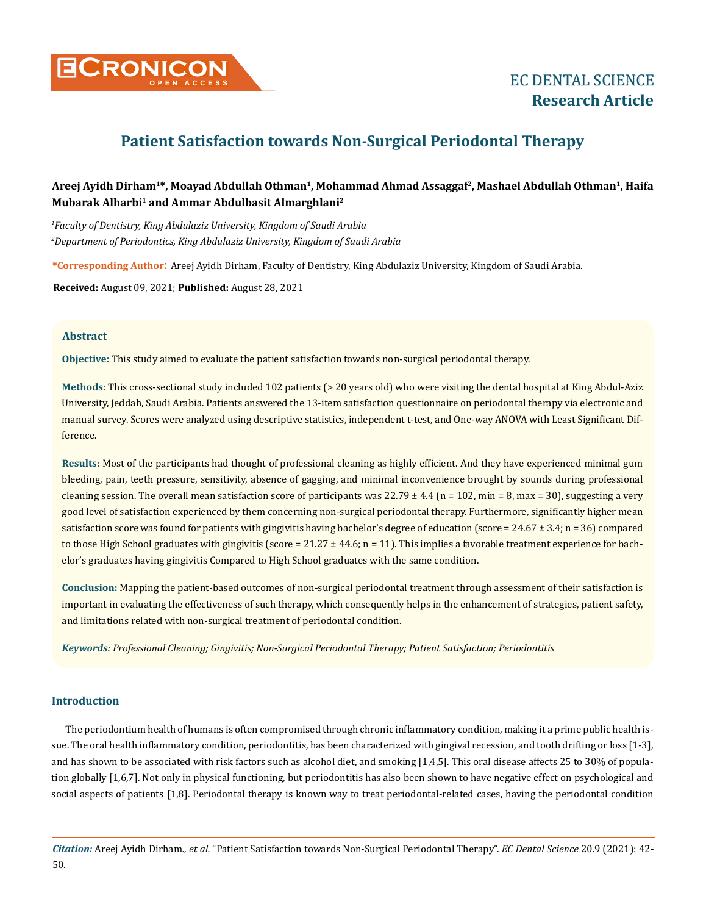# Patient Satisfaction towards Non-Surgical Periodontal Therapy

**Areej Ayidh Dirham[1]\*, Moayad Abdullah Othman[1], Mohammad Ahmad Assaggaf[2], Mashael Abdullah Othman[1], Haifa Mubarak Alharbi[1] and Ammar Abdulbasit Almarghlani[2]**

*[1]Faculty of Dentistry, King Abdulaziz University, Kingdom of Saudi Arabia*

*[2]Department of Periodontics, King Abdulaziz University, Kingdom of Saudi Arabia*

**\*Corresponding Author:** Areej Ayidh Dirham, Faculty of Dentistry, King Abdulaziz University, Kingdom of Saudi Arabia.

**Received:** August 09, 2021; **Published:** August 28, 2021

## Abstract

**Objective:** This study aimed to evaluate the patient satisfaction towards non-surgical periodontal therapy.

**Methods:** This cross-sectional study included 102 patients (> 20 years old) who were visiting the dental hospital at King Abdul-Aziz University, Jeddah, Saudi Arabia. Patients answered the 13-item satisfaction questionnaire on periodontal therapy via electronic and manual survey. Scores were analyzed using descriptive statistics, independent t-test, and One-way ANOVA with Least Significant Difference.

**Results:** Most of the participants had thought of professional cleaning as highly efficient. And they have experienced minimal gum bleeding, pain, teeth pressure, sensitivity, absence of gagging, and minimal inconvenience brought by sounds during professional cleaning session. The overall mean satisfaction score of participants was 22.79 ± 4.4 (n = 102, min = 8, max = 30), suggesting a very good level of satisfaction experienced by them concerning non-surgical periodontal therapy. Furthermore, significantly higher mean satisfaction score was found for patients with gingivitis having bachelor's degree of education (score = 24.67 ± 3.4; n = 36) compared to those High School graduates with gingivitis (score = 21.27 ± 44.6; n = 11). This implies a favorable treatment experience for bachelor's graduates having gingivitis Compared to High School graduates with the same condition.

**Conclusion:** Mapping the patient-based outcomes of non-surgical periodontal treatment through assessment of their satisfaction is important in evaluating the effectiveness of such therapy, which consequently helps in the enhancement of strategies, patient safety, and limitations related with non-surgical treatment of periodontal condition.

***Keywords:*** *Professional Cleaning; Gingivitis; Non-Surgical Periodontal Therapy; Patient Satisfaction; Periodontitis*

## Introduction

The periodontium health of humans is often compromised through chronic inflammatory condition, making it a prime public health issue. The oral health inflammatory condition, periodontitis, has been characterized with gingival recession, and tooth drifting or loss [1-3], and has shown to be associated with risk factors such as alcohol diet, and smoking [1,4,5]. This oral disease affects 25 to 30% of population globally [1,6,7]. Not only in physical functioning, but periodontitis has also been shown to have negative effect on psychological and social aspects of patients [1,8]. Periodontal therapy is known way to treat periodontal-related cases, having the periodontal condition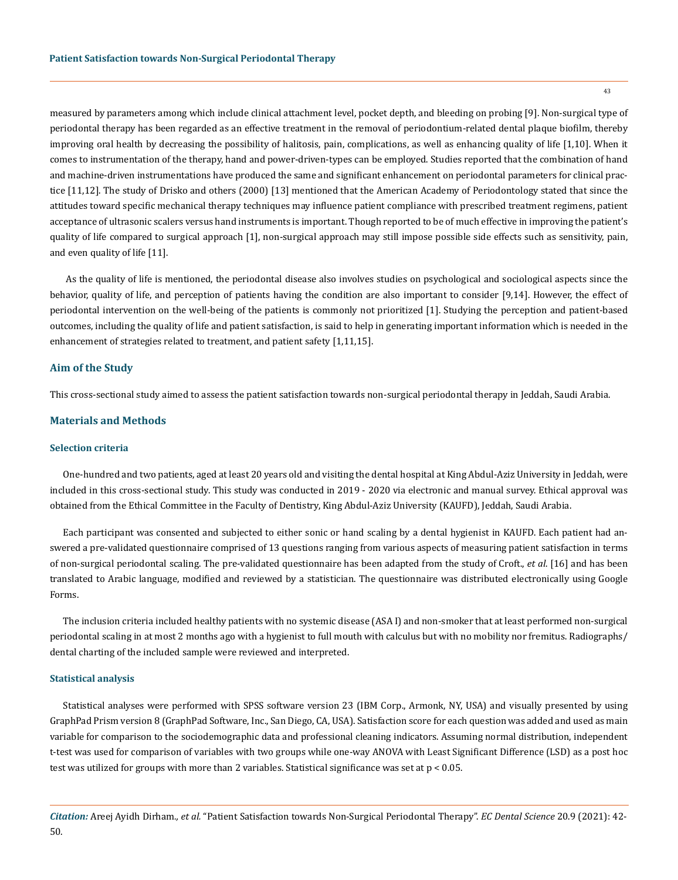measured by parameters among which include clinical attachment level, pocket depth, and bleeding on probing [9]. Non-surgical type of periodontal therapy has been regarded as an effective treatment in the removal of periodontium-related dental plaque biofilm, thereby improving oral health by decreasing the possibility of halitosis, pain, complications, as well as enhancing quality of life [1,10]. When it comes to instrumentation of the therapy, hand and power-driven-types can be employed. Studies reported that the combination of hand and machine-driven instrumentations have produced the same and significant enhancement on periodontal parameters for clinical practice [11,12]. The study of Drisko and others (2000) [13] mentioned that the American Academy of Periodontology stated that since the attitudes toward specific mechanical therapy techniques may influence patient compliance with prescribed treatment regimens, patient acceptance of ultrasonic scalers versus hand instruments is important. Though reported to be of much effective in improving the patient's quality of life compared to surgical approach [1], non-surgical approach may still impose possible side effects such as sensitivity, pain, and even quality of life [11].

As the quality of life is mentioned, the periodontal disease also involves studies on psychological and sociological aspects since the behavior, quality of life, and perception of patients having the condition are also important to consider [9,14]. However, the effect of periodontal intervention on the well-being of the patients is commonly not prioritized [1]. Studying the perception and patient-based outcomes, including the quality of life and patient satisfaction, is said to help in generating important information which is needed in the enhancement of strategies related to treatment, and patient safety [1,11,15].

## Aim of the Study

This cross-sectional study aimed to assess the patient satisfaction towards non-surgical periodontal therapy in Jeddah, Saudi Arabia.

## Materials and Methods

### Selection criteria

One-hundred and two patients, aged at least 20 years old and visiting the dental hospital at King Abdul-Aziz University in Jeddah, were included in this cross-sectional study. This study was conducted in 2019 - 2020 via electronic and manual survey. Ethical approval was obtained from the Ethical Committee in the Faculty of Dentistry, King Abdul-Aziz University (KAUFD), Jeddah, Saudi Arabia.

Each participant was consented and subjected to either sonic or hand scaling by a dental hygienist in KAUFD. Each patient had answered a pre-validated questionnaire comprised of 13 questions ranging from various aspects of measuring patient satisfaction in terms of non-surgical periodontal scaling. The pre-validated questionnaire has been adapted from the study of Croft., *et al*. [16] and has been translated to Arabic language, modified and reviewed by a statistician. The questionnaire was distributed electronically using Google Forms.

The inclusion criteria included healthy patients with no systemic disease (ASA I) and non-smoker that at least performed non-surgical periodontal scaling in at most 2 months ago with a hygienist to full mouth with calculus but with no mobility nor fremitus. Radiographs/dental charting of the included sample were reviewed and interpreted.

### Statistical analysis

Statistical analyses were performed with SPSS software version 23 (IBM Corp., Armonk, NY, USA) and visually presented by using GraphPad Prism version 8 (GraphPad Software, Inc., San Diego, CA, USA). Satisfaction score for each question was added and used as main variable for comparison to the sociodemographic data and professional cleaning indicators. Assuming normal distribution, independent t-test was used for comparison of variables with two groups while one-way ANOVA with Least Significant Difference (LSD) as a post hoc test was utilized for groups with more than 2 variables. Statistical significance was set at $p < 0.05$.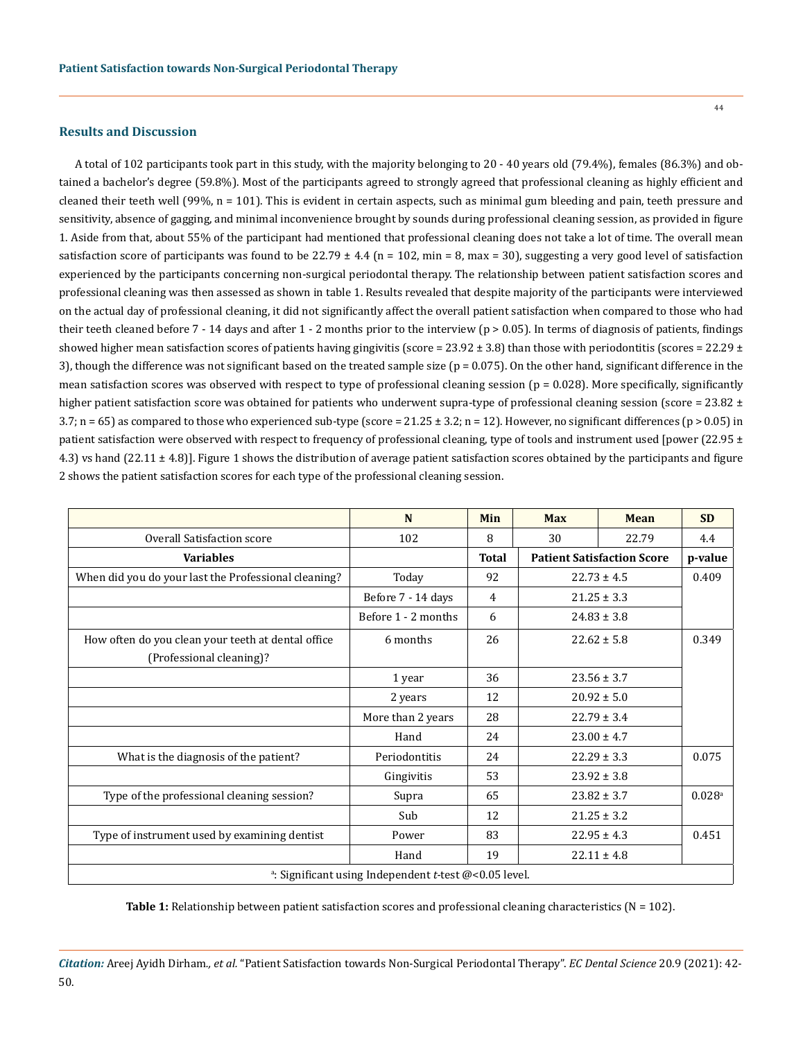## Results and Discussion

A total of 102 participants took part in this study, with the majority belonging to 20 - 40 years old (79.4%), females (86.3%) and obtained a bachelor's degree (59.8%). Most of the participants agreed to strongly agreed that professional cleaning as highly efficient and cleaned their teeth well (99%, n = 101). This is evident in certain aspects, such as minimal gum bleeding and pain, teeth pressure and sensitivity, absence of gagging, and minimal inconvenience brought by sounds during professional cleaning session, as provided in figure 1. Aside from that, about 55% of the participant had mentioned that professional cleaning does not take a lot of time. The overall mean satisfaction score of participants was found to be 22.79 ± 4.4 (n = 102, min = 8, max = 30), suggesting a very good level of satisfaction experienced by the participants concerning non-surgical periodontal therapy. The relationship between patient satisfaction scores and professional cleaning was then assessed as shown in table 1. Results revealed that despite majority of the participants were interviewed on the actual day of professional cleaning, it did not significantly affect the overall patient satisfaction when compared to those who had their teeth cleaned before 7 - 14 days and after 1 - 2 months prior to the interview ($p > 0.05$). In terms of diagnosis of patients, findings showed higher mean satisfaction scores of patients having gingivitis (score = 23.92 ± 3.8) than those with periodontitis (scores = 22.29 ± 3), though the difference was not significant based on the treated sample size ($p = 0.075$). On the other hand, significant difference in the mean satisfaction scores was observed with respect to type of professional cleaning session ($p = 0.028$). More specifically, significantly higher patient satisfaction score was obtained for patients who underwent supra-type of professional cleaning session (score = 23.82 ± 3.7; n = 65) as compared to those who experienced sub-type (score = 21.25 ± 3.2; n = 12). However, no significant differences ($p > 0.05$) in patient satisfaction were observed with respect to frequency of professional cleaning, type of tools and instrument used [power (22.95 ± 4.3) vs hand (22.11 ± 4.8)]. Figure 1 shows the distribution of average patient satisfaction scores obtained by the participants and figure 2 shows the patient satisfaction scores for each type of the professional cleaning session.

| | N | Min | Max | Mean | SD |
|---|---|---|---|---|---|
| Overall Satisfaction score | 102 | 8 | 30 | 22.79 | 4.4 |
| **Variables** | | **Total** | **Patient Satisfaction Score** | | **p-value** |
| When did you do your last the Professional cleaning? | Today | 92 | 22.73 ± 4.5 | | 0.409 |
| | Before 7 - 14 days | 4 | 21.25 ± 3.3 | | |
| | Before 1 - 2 months | 6 | 24.83 ± 3.8 | | |
| How often do you clean your teeth at dental office (Professional cleaning)? | 6 months | 26 | 22.62 ± 5.8 | | 0.349 |
| | 1 year | 36 | 23.56 ± 3.7 | | |
| | 2 years | 12 | 20.92 ± 5.0 | | |
| | More than 2 years | 28 | 22.79 ± 3.4 | | |
| | Hand | 24 | 23.00 ± 4.7 | | |
| What is the diagnosis of the patient? | Periodontitis | 24 | 22.29 ± 3.3 | | 0.075 |
| | Gingivitis | 53 | 23.92 ± 3.8 | | |
| Type of the professional cleaning session? | Supra | 65 | 23.82 ± 3.7 | | 0.028[a] |
| | Sub | 12 | 21.25 ± 3.2 | | |
| Type of instrument used by examining dentist | Power | 83 | 22.95 ± 4.3 | | 0.451 |
| | Hand | 19 | 22.11 ± 4.8 | | |
| [a]: Significant using Independent *t*-test @<0.05 level. | | | | | |

**Table 1:** Relationship between patient satisfaction scores and professional cleaning characteristics (N = 102).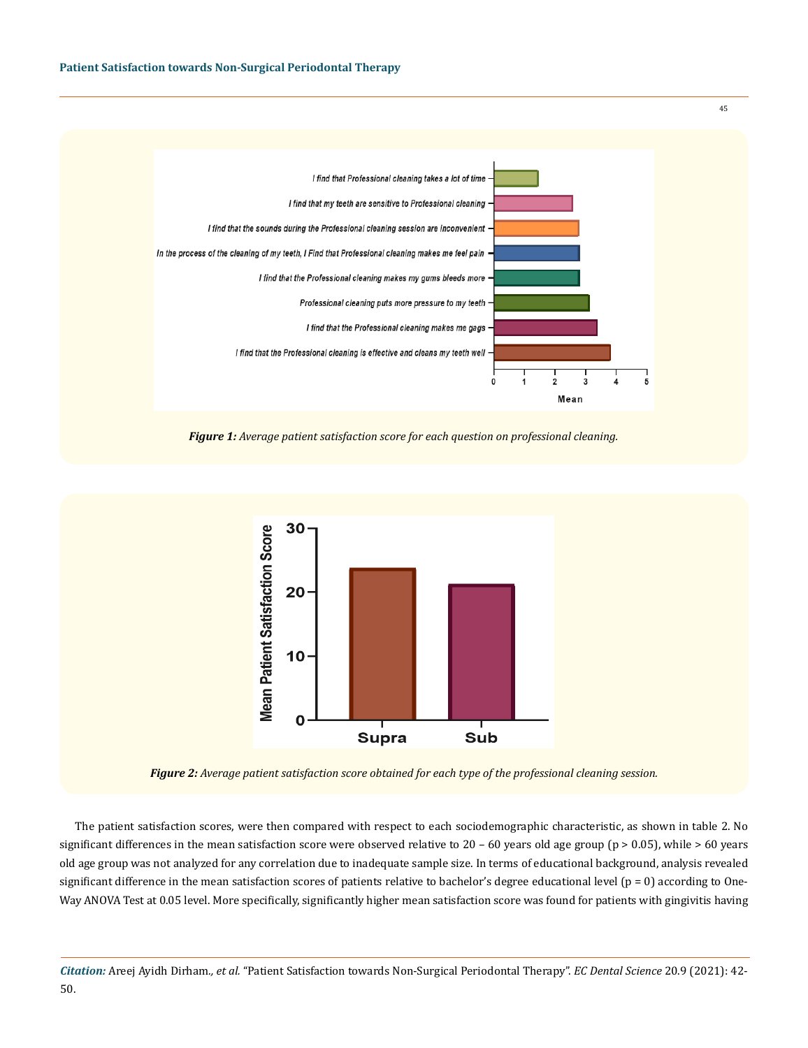**Figure 1:** *Average patient satisfaction score for each question on professional cleaning.*

**Figure 2:** *Average patient satisfaction score obtained for each type of the professional cleaning session.*

The patient satisfaction scores, were then compared with respect to each sociodemographic characteristic, as shown in table 2. No significant differences in the mean satisfaction score were observed relative to 20 – 60 years old age group ($p > 0.05$), while > 60 years old age group was not analyzed for any correlation due to inadequate sample size. In terms of educational background, analysis revealed significant difference in the mean satisfaction scores of patients relative to bachelor's degree educational level ($p = 0$) according to One-Way ANOVA Test at 0.05 level. More specifically, significantly higher mean satisfaction score was found for patients with gingivitis having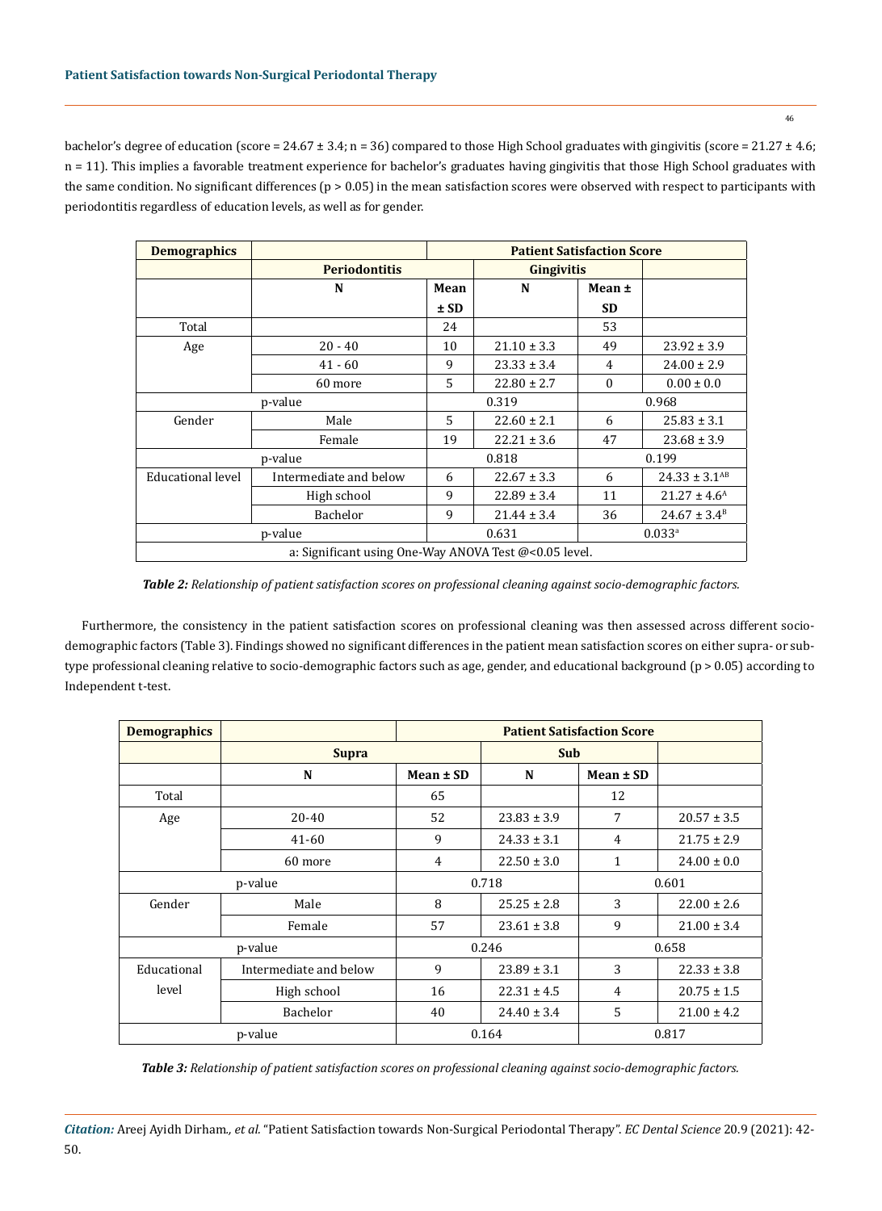bachelor's degree of education (score = 24.67 ± 3.4; n = 36) compared to those High School graduates with gingivitis (score = 21.27 ± 4.6; n = 11). This implies a favorable treatment experience for bachelor's graduates having gingivitis that those High School graduates with the same condition. No significant differences (p > 0.05) in the mean satisfaction scores were observed with respect to participants with periodontitis regardless of education levels, as well as for gender.

| Demographics | | Patient Satisfaction Score | | | |
|---|---|---|---|---|---|
| | Periodontitis | | Gingivitis | | |
| | N | Mean ± SD | N | Mean ± SD | |
| Total | | 24 | | 53 | |
| Age | 20 - 40 | 10 | 21.10 ± 3.3 | 49 | 23.92 ± 3.9 |
| | 41 - 60 | 9 | 23.33 ± 3.4 | 4 | 24.00 ± 2.9 |
| | 60 more | 5 | 22.80 ± 2.7 | 0 | 0.00 ± 0.0 |
| p-value | | 0.319 | | 0.968 | |
| Gender | Male | 5 | 22.60 ± 2.1 | 6 | 25.83 ± 3.1 |
| | Female | 19 | 22.21 ± 3.6 | 47 | 23.68 ± 3.9 |
| p-value | | 0.818 | | 0.199 | |
| Educational level | Intermediate and below | 6 | 22.67 ± 3.3 | 6 | 24.33 ± 3.1[AB] |
| | High school | 9 | 22.89 ± 3.4 | 11 | 21.27 ± 4.6[A] |
| | Bachelor | 9 | 21.44 ± 3.4 | 36 | 24.67 ± 3.4[B] |
| p-value | | 0.631 | | 0.033[a] | |
| a: Significant using One-Way ANOVA Test @<0.05 level. | | | | | |

***Table 2:** Relationship of patient satisfaction scores on professional cleaning against socio-demographic factors.*

Furthermore, the consistency in the patient satisfaction scores on professional cleaning was then assessed across different socio-demographic factors (Table 3). Findings showed no significant differences in the patient mean satisfaction scores on either supra- or sub-type professional cleaning relative to socio-demographic factors such as age, gender, and educational background (p > 0.05) according to Independent t-test.

| Demographics | | Patient Satisfaction Score | | | |
|---|---|---|---|---|---|
| | Supra | | Sub | | |
| | N | Mean ± SD | N | Mean ± SD | |
| Total | | 65 | | 12 | |
| Age | 20-40 | 52 | 23.83 ± 3.9 | 7 | 20.57 ± 3.5 |
| | 41-60 | 9 | 24.33 ± 3.1 | 4 | 21.75 ± 2.9 |
| | 60 more | 4 | 22.50 ± 3.0 | 1 | 24.00 ± 0.0 |
| p-value | | 0.718 | | 0.601 | |
| Gender | Male | 8 | 25.25 ± 2.8 | 3 | 22.00 ± 2.6 |
| | Female | 57 | 23.61 ± 3.8 | 9 | 21.00 ± 3.4 |
| p-value | | 0.246 | | 0.658 | |
| Educational level | Intermediate and below | 9 | 23.89 ± 3.1 | 3 | 22.33 ± 3.8 |
| | High school | 16 | 22.31 ± 4.5 | 4 | 20.75 ± 1.5 |
| | Bachelor | 40 | 24.40 ± 3.4 | 5 | 21.00 ± 4.2 |
| p-value | | 0.164 | | 0.817 | |

***Table 3:** Relationship of patient satisfaction scores on professional cleaning against socio-demographic factors.*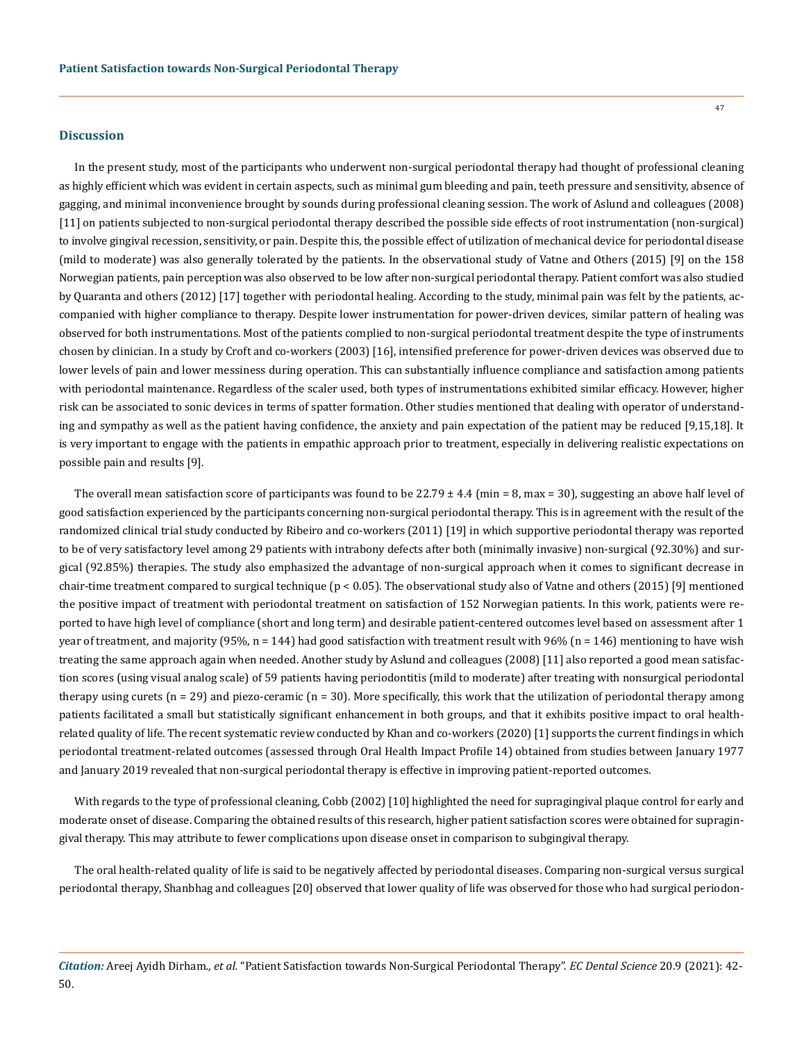## Discussion

In the present study, most of the participants who underwent non-surgical periodontal therapy had thought of professional cleaning as highly efficient which was evident in certain aspects, such as minimal gum bleeding and pain, teeth pressure and sensitivity, absence of gagging, and minimal inconvenience brought by sounds during professional cleaning session. The work of Aslund and colleagues (2008) [11] on patients subjected to non-surgical periodontal therapy described the possible side effects of root instrumentation (non-surgical) to involve gingival recession, sensitivity, or pain. Despite this, the possible effect of utilization of mechanical device for periodontal disease (mild to moderate) was also generally tolerated by the patients. In the observational study of Vatne and Others (2015) [9] on the 158 Norwegian patients, pain perception was also observed to be low after non-surgical periodontal therapy. Patient comfort was also studied by Quaranta and others (2012) [17] together with periodontal healing. According to the study, minimal pain was felt by the patients, accompanied with higher compliance to therapy. Despite lower instrumentation for power-driven devices, similar pattern of healing was observed for both instrumentations. Most of the patients complied to non-surgical periodontal treatment despite the type of instruments chosen by clinician. In a study by Croft and co-workers (2003) [16], intensified preference for power-driven devices was observed due to lower levels of pain and lower messiness during operation. This can substantially influence compliance and satisfaction among patients with periodontal maintenance. Regardless of the scaler used, both types of instrumentations exhibited similar efficacy. However, higher risk can be associated to sonic devices in terms of spatter formation. Other studies mentioned that dealing with operator of understanding and sympathy as well as the patient having confidence, the anxiety and pain expectation of the patient may be reduced [9,15,18]. It is very important to engage with the patients in empathic approach prior to treatment, especially in delivering realistic expectations on possible pain and results [9].

The overall mean satisfaction score of participants was found to be 22.79 ± 4.4 (min = 8, max = 30), suggesting an above half level of good satisfaction experienced by the participants concerning non-surgical periodontal therapy. This is in agreement with the result of the randomized clinical trial study conducted by Ribeiro and co-workers (2011) [19] in which supportive periodontal therapy was reported to be of very satisfactory level among 29 patients with intrabony defects after both (minimally invasive) non-surgical (92.30%) and surgical (92.85%) therapies. The study also emphasized the advantage of non-surgical approach when it comes to significant decrease in chair-time treatment compared to surgical technique ($p < 0.05$). The observational study also of Vatne and others (2015) [9] mentioned the positive impact of treatment with periodontal treatment on satisfaction of 152 Norwegian patients. In this work, patients were reported to have high level of compliance (short and long term) and desirable patient-centered outcomes level based on assessment after 1 year of treatment, and majority (95%, n = 144) had good satisfaction with treatment result with 96% (n = 146) mentioning to have wish treating the same approach again when needed. Another study by Aslund and colleagues (2008) [11] also reported a good mean satisfaction scores (using visual analog scale) of 59 patients having periodontitis (mild to moderate) after treating with nonsurgical periodontal therapy using curets (n = 29) and piezo-ceramic (n = 30). More specifically, this work that the utilization of periodontal therapy among patients facilitated a small but statistically significant enhancement in both groups, and that it exhibits positive impact to oral health-related quality of life. The recent systematic review conducted by Khan and co-workers (2020) [1] supports the current findings in which periodontal treatment-related outcomes (assessed through Oral Health Impact Profile 14) obtained from studies between January 1977 and January 2019 revealed that non-surgical periodontal therapy is effective in improving patient-reported outcomes.

With regards to the type of professional cleaning, Cobb (2002) [10] highlighted the need for supragingival plaque control for early and moderate onset of disease. Comparing the obtained results of this research, higher patient satisfaction scores were obtained for supragingival therapy. This may attribute to fewer complications upon disease onset in comparison to subgingival therapy.

The oral health-related quality of life is said to be negatively affected by periodontal diseases. Comparing non-surgical versus surgical periodontal therapy, Shanbhag and colleagues [20] observed that lower quality of life was observed for those who had surgical periodon-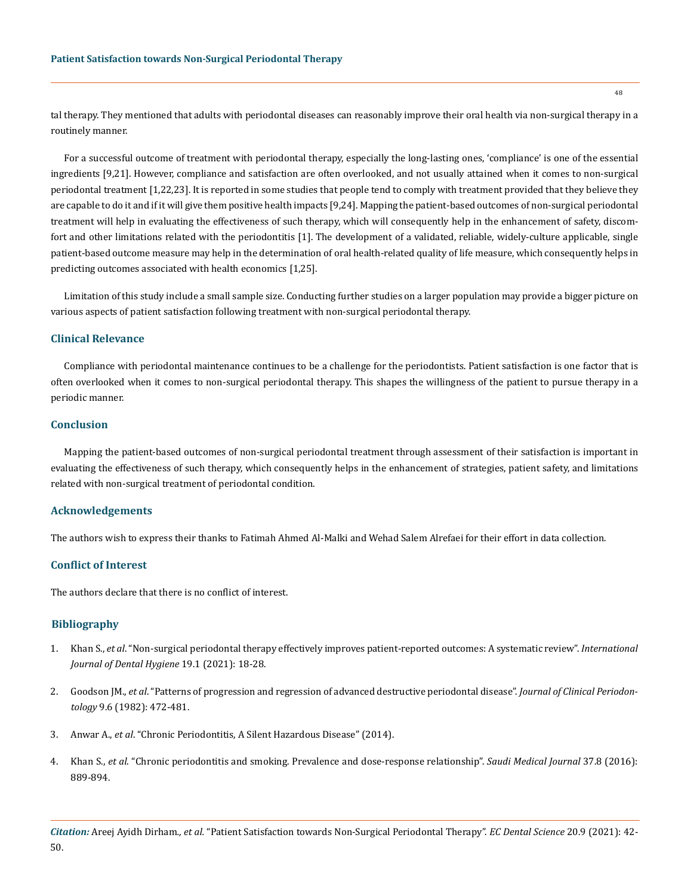tal therapy. They mentioned that adults with periodontal diseases can reasonably improve their oral health via non-surgical therapy in a routinely manner.

For a successful outcome of treatment with periodontal therapy, especially the long-lasting ones, 'compliance' is one of the essential ingredients [9,21]. However, compliance and satisfaction are often overlooked, and not usually attained when it comes to non-surgical periodontal treatment [1,22,23]. It is reported in some studies that people tend to comply with treatment provided that they believe they are capable to do it and if it will give them positive health impacts [9,24]. Mapping the patient-based outcomes of non-surgical periodontal treatment will help in evaluating the effectiveness of such therapy, which will consequently help in the enhancement of safety, discomfort and other limitations related with the periodontitis [1]. The development of a validated, reliable, widely-culture applicable, single patient-based outcome measure may help in the determination of oral health-related quality of life measure, which consequently helps in predicting outcomes associated with health economics [1,25].

Limitation of this study include a small sample size. Conducting further studies on a larger population may provide a bigger picture on various aspects of patient satisfaction following treatment with non-surgical periodontal therapy.

## Clinical Relevance

Compliance with periodontal maintenance continues to be a challenge for the periodontists. Patient satisfaction is one factor that is often overlooked when it comes to non-surgical periodontal therapy. This shapes the willingness of the patient to pursue therapy in a periodic manner.

## Conclusion

Mapping the patient-based outcomes of non-surgical periodontal treatment through assessment of their satisfaction is important in evaluating the effectiveness of such therapy, which consequently helps in the enhancement of strategies, patient safety, and limitations related with non-surgical treatment of periodontal condition.

## Acknowledgements

The authors wish to express their thanks to Fatimah Ahmed Al-Malki and Wehad Salem Alrefaei for their effort in data collection.

## Conflict of Interest

The authors declare that there is no conflict of interest.

## Bibliography

1. Khan S., *et al*. "Non-surgical periodontal therapy effectively improves patient-reported outcomes: A systematic review". *International Journal of Dental Hygiene* 19.1 (2021): 18-28.
2. Goodson JM., *et al*. "Patterns of progression and regression of advanced destructive periodontal disease". *Journal of Clinical Periodontology* 9.6 (1982): 472-481.
3. Anwar A., *et al*. "Chronic Periodontitis, A Silent Hazardous Disease" (2014).
4. Khan S., *et al*. "Chronic periodontitis and smoking. Prevalence and dose-response relationship". *Saudi Medical Journal* 37.8 (2016): 889-894.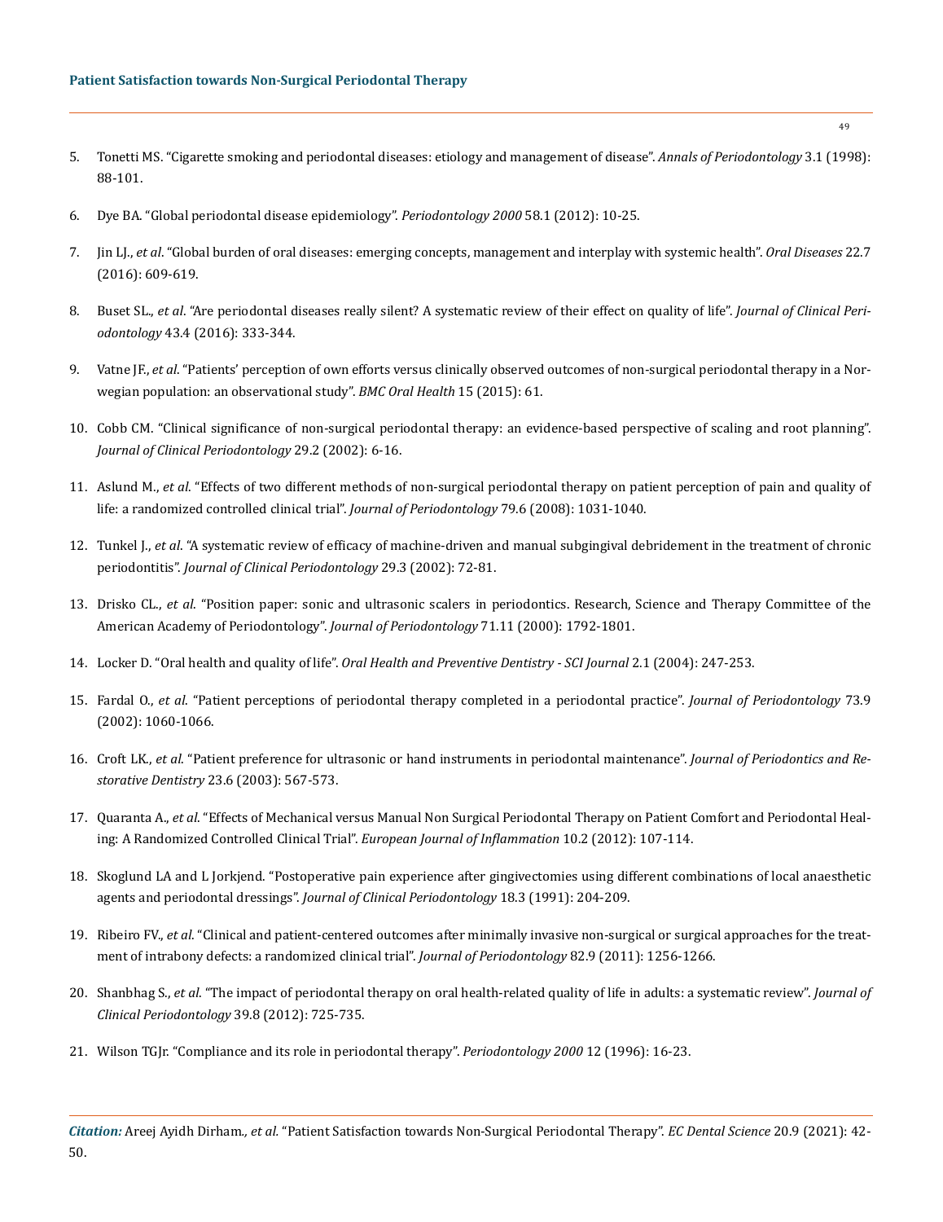5. Tonetti MS. "Cigarette smoking and periodontal diseases: etiology and management of disease". *Annals of Periodontology* 3.1 (1998): 88-101.

6. Dye BA. "Global periodontal disease epidemiology". *Periodontology 2000* 58.1 (2012): 10-25.

7. Jin LJ., *et al*. "Global burden of oral diseases: emerging concepts, management and interplay with systemic health". *Oral Diseases* 22.7 (2016): 609-619.

8. Buset SL., *et al*. "Are periodontal diseases really silent? A systematic review of their effect on quality of life". *Journal of Clinical Periodontology* 43.4 (2016): 333-344.

9. Vatne JF., *et al*. "Patients' perception of own efforts versus clinically observed outcomes of non-surgical periodontal therapy in a Norwegian population: an observational study". *BMC Oral Health* 15 (2015): 61.

10. Cobb CM. "Clinical significance of non-surgical periodontal therapy: an evidence-based perspective of scaling and root planning". *Journal of Clinical Periodontology* 29.2 (2002): 6-16.

11. Aslund M., *et al*. "Effects of two different methods of non-surgical periodontal therapy on patient perception of pain and quality of life: a randomized controlled clinical trial". *Journal of Periodontology* 79.6 (2008): 1031-1040.

12. Tunkel J., *et al*. "A systematic review of efficacy of machine-driven and manual subgingival debridement in the treatment of chronic periodontitis". *Journal of Clinical Periodontology* 29.3 (2002): 72-81.

13. Drisko CL., *et al*. "Position paper: sonic and ultrasonic scalers in periodontics. Research, Science and Therapy Committee of the American Academy of Periodontology". *Journal of Periodontology* 71.11 (2000): 1792-1801.

14. Locker D. "Oral health and quality of life". *Oral Health and Preventive Dentistry - SCI Journal* 2.1 (2004): 247-253.

15. Fardal O., *et al*. "Patient perceptions of periodontal therapy completed in a periodontal practice". *Journal of Periodontology* 73.9 (2002): 1060-1066.

16. Croft LK., *et al*. "Patient preference for ultrasonic or hand instruments in periodontal maintenance". *Journal of Periodontics and Restorative Dentistry* 23.6 (2003): 567-573.

17. Quaranta A., *et al*. "Effects of Mechanical versus Manual Non Surgical Periodontal Therapy on Patient Comfort and Periodontal Healing: A Randomized Controlled Clinical Trial". *European Journal of Inflammation* 10.2 (2012): 107-114.

18. Skoglund LA and L Jorkjend. "Postoperative pain experience after gingivectomies using different combinations of local anaesthetic agents and periodontal dressings". *Journal of Clinical Periodontology* 18.3 (1991): 204-209.

19. Ribeiro FV., *et al*. "Clinical and patient-centered outcomes after minimally invasive non-surgical or surgical approaches for the treatment of intrabony defects: a randomized clinical trial". *Journal of Periodontology* 82.9 (2011): 1256-1266.

20. Shanbhag S., *et al*. "The impact of periodontal therapy on oral health-related quality of life in adults: a systematic review". *Journal of Clinical Periodontology* 39.8 (2012): 725-735.

21. Wilson TGJr. "Compliance and its role in periodontal therapy". *Periodontology 2000* 12 (1996): 16-23.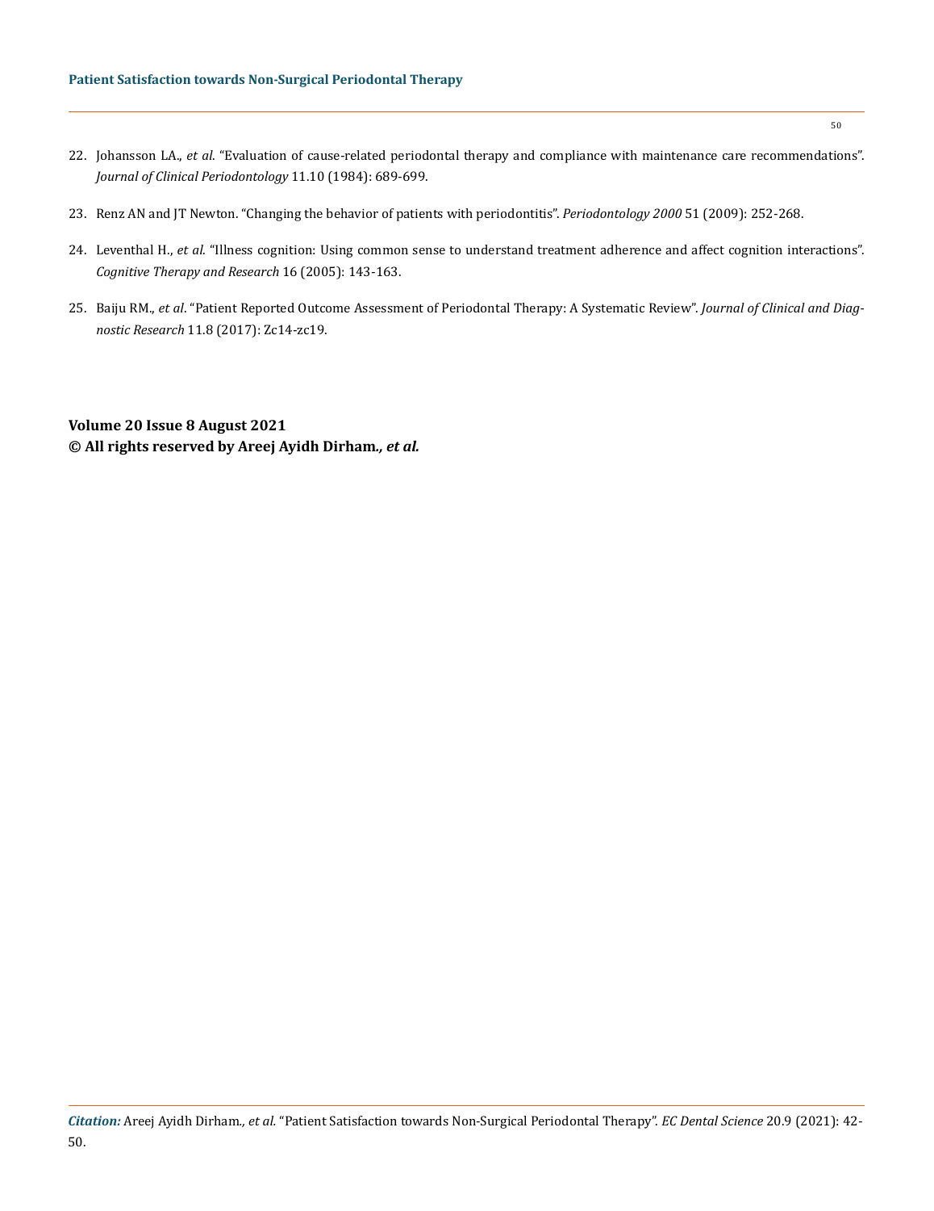22. Johansson LA., *et al*. "Evaluation of cause-related periodontal therapy and compliance with maintenance care recommendations". *Journal of Clinical Periodontology* 11.10 (1984): 689-699.

23. Renz AN and JT Newton. "Changing the behavior of patients with periodontitis". *Periodontology 2000* 51 (2009): 252-268.

24. Leventhal H., *et al*. "Illness cognition: Using common sense to understand treatment adherence and affect cognition interactions". *Cognitive Therapy and Research* 16 (2005): 143-163.

25. Baiju RM., *et al*. "Patient Reported Outcome Assessment of Periodontal Therapy: A Systematic Review". *Journal of Clinical and Diagnostic Research* 11.8 (2017): Zc14-zc19.

**Volume 20 Issue 8 August 2021**
**© All rights reserved by Areej Ayidh Dirham*., et al.***